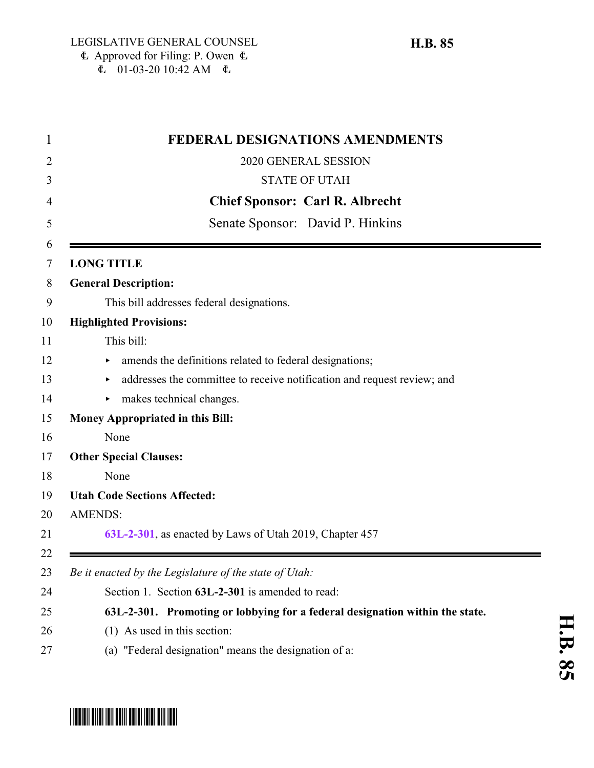LEGISLATIVE GENERAL COUNSEL
Approved for Filing: P. Owen
01-03-20 10:42 AM

**H.B. 85**

# FEDERAL DESIGNATIONS AMENDMENTS

2020 GENERAL SESSION

STATE OF UTAH

**Chief Sponsor: Carl R. Albrecht**

Senate Sponsor: David P. Hinkins

---

**LONG TITLE**

**General Description:**

This bill addresses federal designations.

**Highlighted Provisions:**

This bill:

- amends the definitions related to federal designations;
- addresses the committee to receive notification and request review; and
- makes technical changes.

**Money Appropriated in this Bill:**

None

**Other Special Clauses:**

None

**Utah Code Sections Affected:**

AMENDS:

63L-2-301, as enacted by Laws of Utah 2019, Chapter 457

---

*Be it enacted by the Legislature of the state of Utah:*

Section 1. Section **63L-2-301** is amended to read:

**63L-2-301. Promoting or lobbying for a federal designation within the state.**

(1) As used in this section:

(a) "Federal designation" means the designation of a: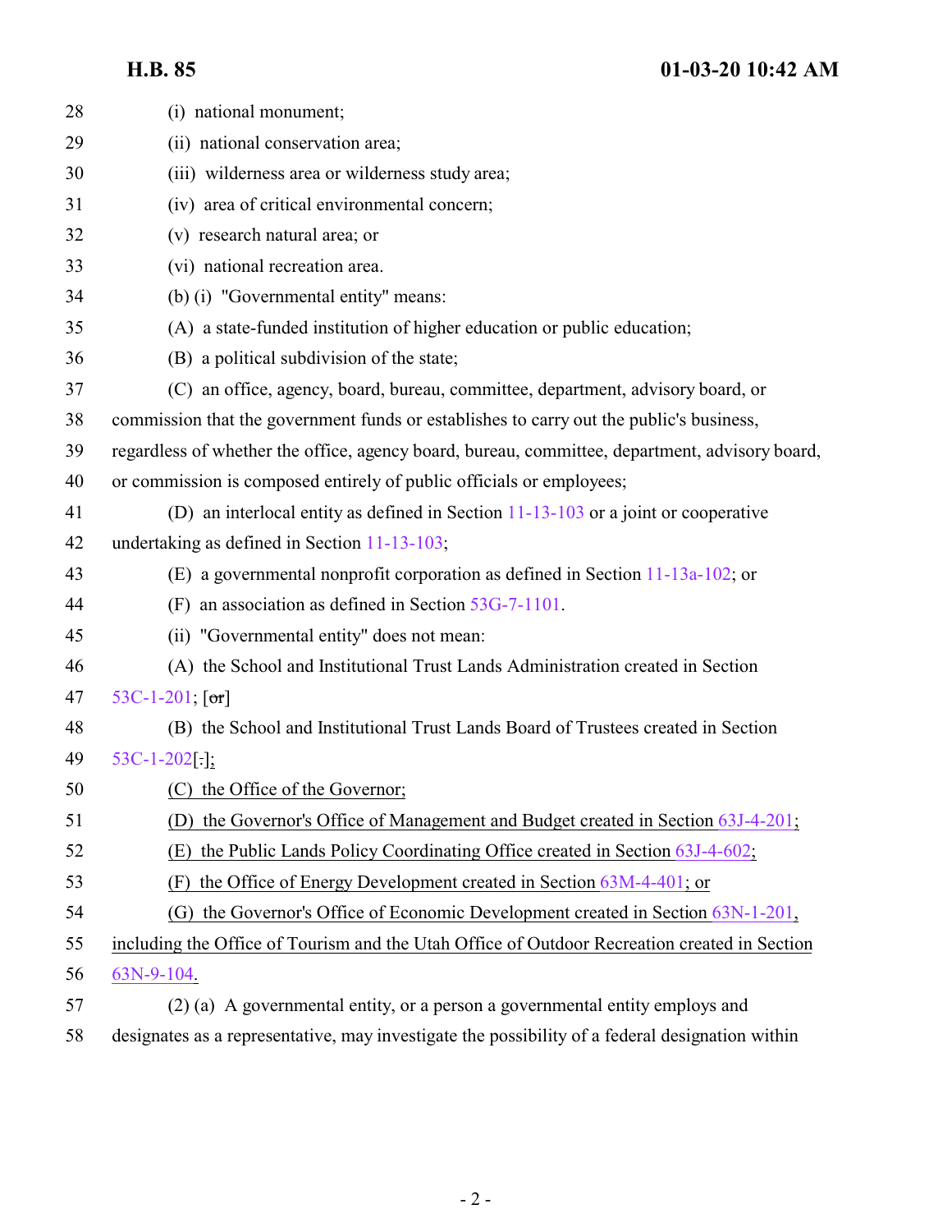28 (i) national monument;

29 (ii) national conservation area;

30 (iii) wilderness area or wilderness study area;

31 (iv) area of critical environmental concern;

32 (v) research natural area; or

33 (vi) national recreation area.

34 (b) (i) "Governmental entity" means:

35 (A) a state-funded institution of higher education or public education;

36 (B) a political subdivision of the state;

37 (C) an office, agency, board, bureau, committee, department, advisory board, or

38 commission that the government funds or establishes to carry out the public's business,

39 regardless of whether the office, agency board, bureau, committee, department, advisory board,

40 or commission is composed entirely of public officials or employees;

41 (D) an interlocal entity as defined in Section 11-13-103 or a joint or cooperative

42 undertaking as defined in Section 11-13-103;

43 (E) a governmental nonprofit corporation as defined in Section 11-13a-102; or

44 (F) an association as defined in Section 53G-7-1101.

45 (ii) "Governmental entity" does not mean:

46 (A) the School and Institutional Trust Lands Administration created in Section

47 53C-1-201; [~~or~~]

48 (B) the School and Institutional Trust Lands Board of Trustees created in Section

49 53C-1-202[~~.~~];

50 (C) the Office of the Governor;

51 (D) the Governor's Office of Management and Budget created in Section 63J-4-201;

52 (E) the Public Lands Policy Coordinating Office created in Section 63J-4-602;

53 (F) the Office of Energy Development created in Section 63M-4-401; or

54 (G) the Governor's Office of Economic Development created in Section 63N-1-201,

55 including the Office of Tourism and the Utah Office of Outdoor Recreation created in Section

56 63N-9-104.

57 (2) (a) A governmental entity, or a person a governmental entity employs and

58 designates as a representative, may investigate the possibility of a federal designation within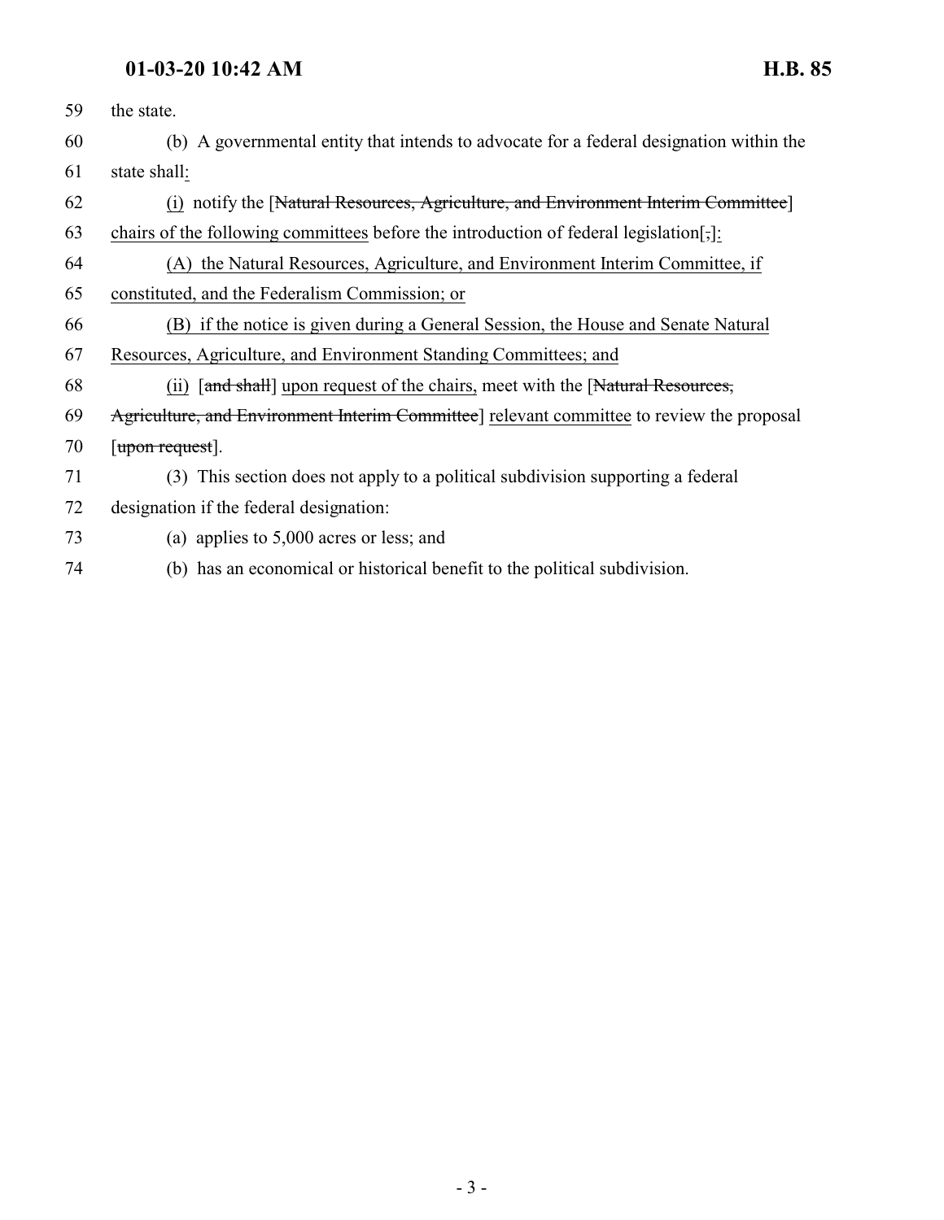the state.

(b) A governmental entity that intends to advocate for a federal designation within the state shall:

(i) notify the [~~Natural Resources, Agriculture, and Environment Interim Committee~~] chairs of the following committees before the introduction of federal legislation[~~,~~]:

(A) the Natural Resources, Agriculture, and Environment Interim Committee, if constituted, and the Federalism Commission; or

(B) if the notice is given during a General Session, the House and Senate Natural Resources, Agriculture, and Environment Standing Committees; and

(ii) [~~and shall~~] upon request of the chairs, meet with the [~~Natural Resources, Agriculture, and Environment Interim Committee~~] relevant committee to review the proposal [~~upon request~~].

(3) This section does not apply to a political subdivision supporting a federal designation if the federal designation:

(a) applies to 5,000 acres or less; and

(b) has an economical or historical benefit to the political subdivision.